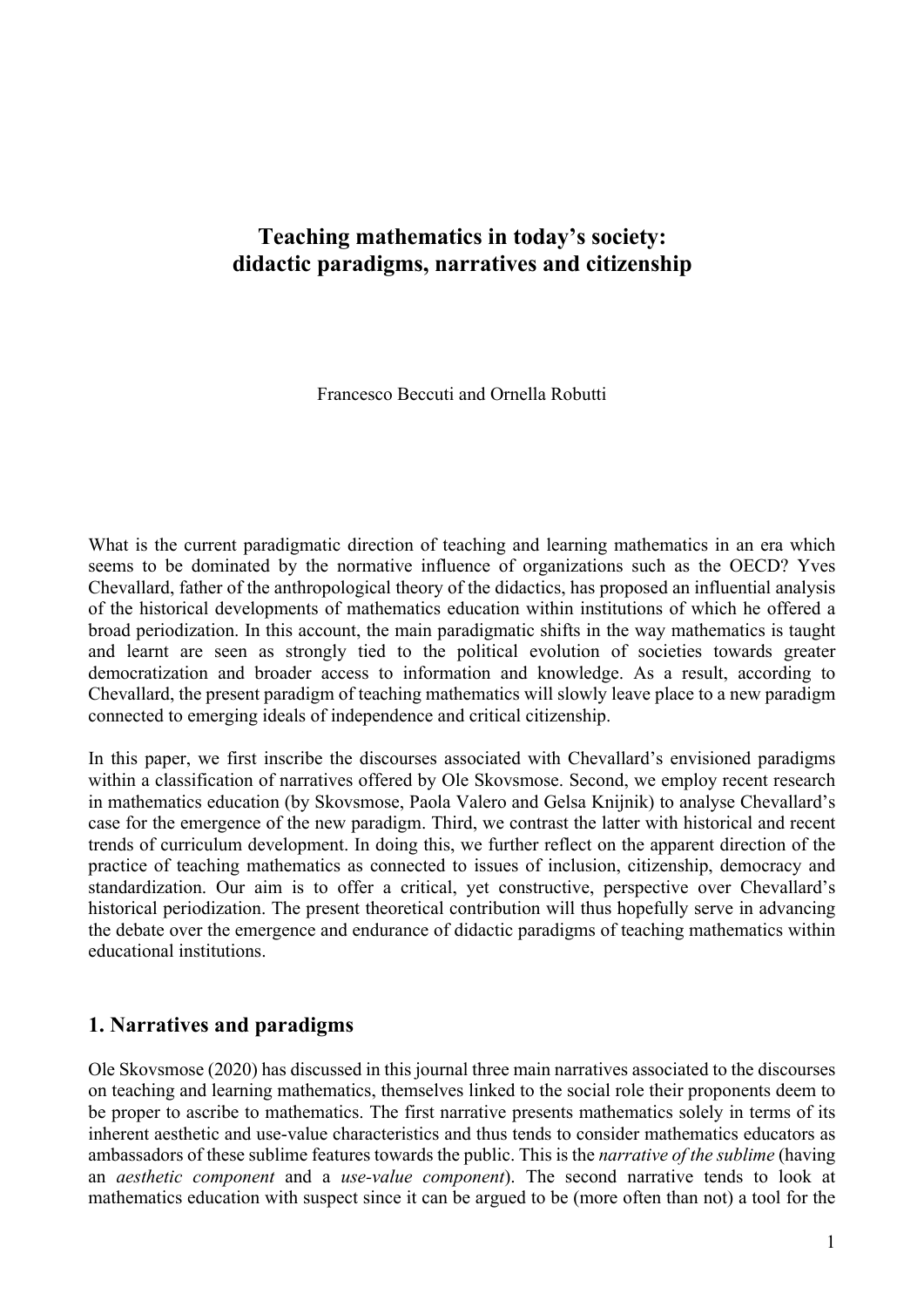# Teaching mathematics in today's society: didactic paradigms, narratives and citizenship

Francesco Beccuti and Ornella Robutti

What is the current paradigmatic direction of teaching and learning mathematics in an era which seems to be dominated by the normative influence of organizations such as the OECD? Yves Chevallard, father of the anthropological theory of the didactics, has proposed an influential analysis of the historical developments of mathematics education within institutions of which he offered a broad periodization. In this account, the main paradigmatic shifts in the way mathematics is taught and learnt are seen as strongly tied to the political evolution of societies towards greater democratization and broader access to information and knowledge. As a result, according to Chevallard, the present paradigm of teaching mathematics will slowly leave place to a new paradigm connected to emerging ideals of independence and critical citizenship.

In this paper, we first inscribe the discourses associated with Chevallard's envisioned paradigms within a classification of narratives offered by Ole Skovsmose. Second, we employ recent research in mathematics education (by Skovsmose, Paola Valero and Gelsa Knijnik) to analyse Chevallard's case for the emergence of the new paradigm. Third, we contrast the latter with historical and recent trends of curriculum development. In doing this, we further reflect on the apparent direction of the practice of teaching mathematics as connected to issues of inclusion, citizenship, democracy and standardization. Our aim is to offer a critical, yet constructive, perspective over Chevallard's historical periodization. The present theoretical contribution will thus hopefully serve in advancing the debate over the emergence and endurance of didactic paradigms of teaching mathematics within educational institutions.

## 1. Narratives and paradigms

Ole Skovsmose (2020) has discussed in this journal three main narratives associated to the discourses on teaching and learning mathematics, themselves linked to the social role their proponents deem to be proper to ascribe to mathematics. The first narrative presents mathematics solely in terms of its inherent aesthetic and use-value characteristics and thus tends to consider mathematics educators as ambassadors of these sublime features towards the public. This is the *narrative of the sublime* (having an *aesthetic component* and a *use-value component*). The second narrative tends to look at mathematics education with suspect since it can be argued to be (more often than not) a tool for the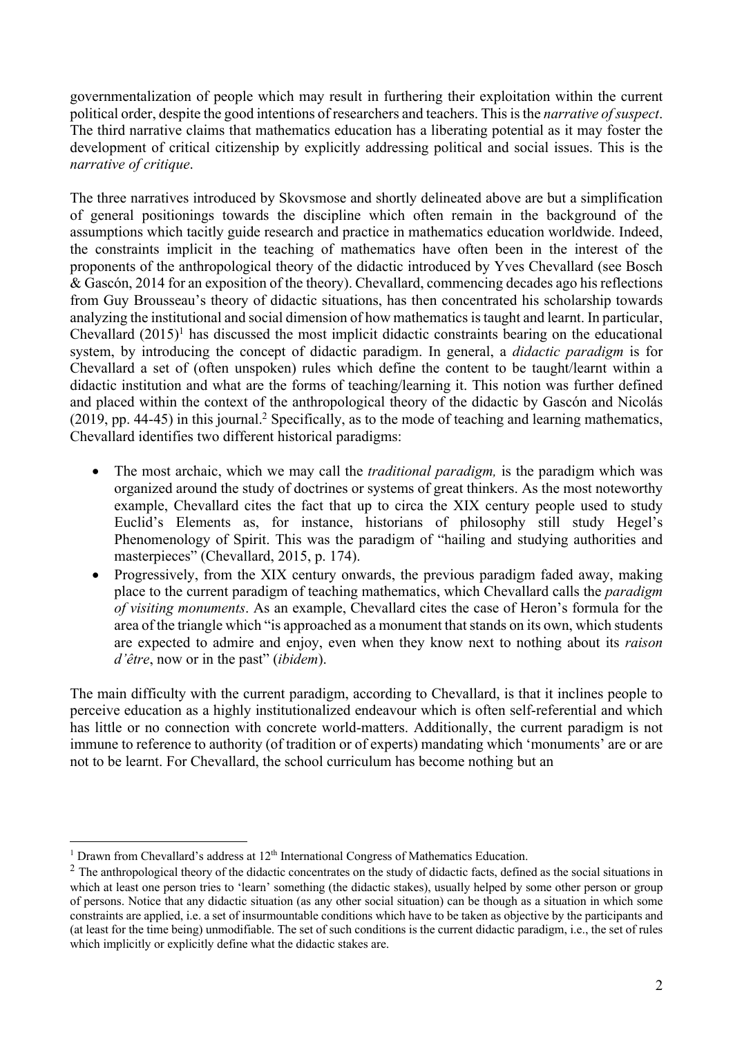governmentalization of people which may result in furthering their exploitation within the current political order, despite the good intentions of researchers and teachers. This is the *narrative of suspect*. The third narrative claims that mathematics education has a liberating potential as it may foster the development of critical citizenship by explicitly addressing political and social issues. This is the *narrative of critique*.

The three narratives introduced by Skovsmose and shortly delineated above are but a simplification of general positionings towards the discipline which often remain in the background of the assumptions which tacitly guide research and practice in mathematics education worldwide. Indeed, the constraints implicit in the teaching of mathematics have often been in the interest of the proponents of the anthropological theory of the didactic introduced by Yves Chevallard (see Bosch & Gascón, 2014 for an exposition of the theory). Chevallard, commencing decades ago his reflections from Guy Brousseau's theory of didactic situations, has then concentrated his scholarship towards analyzing the institutional and social dimension of how mathematics is taught and learnt. In particular, Chevallard (2015)[1] has discussed the most implicit didactic constraints bearing on the educational system, by introducing the concept of didactic paradigm. In general, a *didactic paradigm* is for Chevallard a set of (often unspoken) rules which define the content to be taught/learnt within a didactic institution and what are the forms of teaching/learning it. This notion was further defined and placed within the context of the anthropological theory of the didactic by Gascón and Nicolás (2019, pp. 44-45) in this journal.[2] Specifically, as to the mode of teaching and learning mathematics, Chevallard identifies two different historical paradigms:

- The most archaic, which we may call the *traditional paradigm,* is the paradigm which was organized around the study of doctrines or systems of great thinkers. As the most noteworthy example, Chevallard cites the fact that up to circa the XIX century people used to study Euclid's Elements as, for instance, historians of philosophy still study Hegel's Phenomenology of Spirit. This was the paradigm of "hailing and studying authorities and masterpieces" (Chevallard, 2015, p. 174).
- Progressively, from the XIX century onwards, the previous paradigm faded away, making place to the current paradigm of teaching mathematics, which Chevallard calls the *paradigm of visiting monuments*. As an example, Chevallard cites the case of Heron's formula for the area of the triangle which "is approached as a monument that stands on its own, which students are expected to admire and enjoy, even when they know next to nothing about its *raison d'être*, now or in the past" (*ibidem*).

The main difficulty with the current paradigm, according to Chevallard, is that it inclines people to perceive education as a highly institutionalized endeavour which is often self-referential and which has little or no connection with concrete world-matters. Additionally, the current paradigm is not immune to reference to authority (of tradition or of experts) mandating which 'monuments' are or are not to be learnt. For Chevallard, the school curriculum has become nothing but an

[1] Drawn from Chevallard's address at 12th International Congress of Mathematics Education.

[2] The anthropological theory of the didactic concentrates on the study of didactic facts, defined as the social situations in which at least one person tries to 'learn' something (the didactic stakes), usually helped by some other person or group of persons. Notice that any didactic situation (as any other social situation) can be though as a situation in which some constraints are applied, i.e. a set of insurmountable conditions which have to be taken as objective by the participants and (at least for the time being) unmodifiable. The set of such conditions is the current didactic paradigm, i.e., the set of rules which implicitly or explicitly define what the didactic stakes are.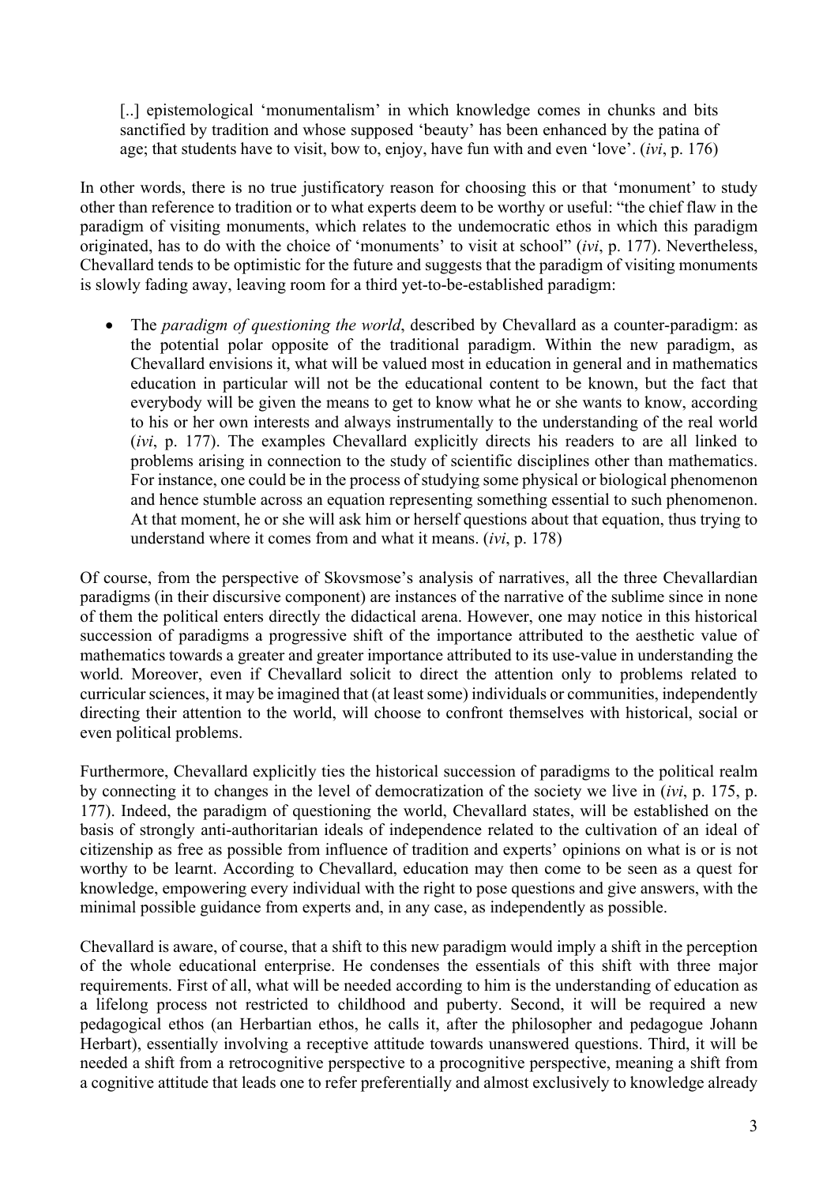> [..] epistemological 'monumentalism' in which knowledge comes in chunks and bits sanctified by tradition and whose supposed 'beauty' has been enhanced by the patina of age; that students have to visit, bow to, enjoy, have fun with and even 'love'. (*ivi*, p. 176)

In other words, there is no true justificatory reason for choosing this or that 'monument' to study other than reference to tradition or to what experts deem to be worthy or useful: "the chief flaw in the paradigm of visiting monuments, which relates to the undemocratic ethos in which this paradigm originated, has to do with the choice of 'monuments' to visit at school" (*ivi*, p. 177). Nevertheless, Chevallard tends to be optimistic for the future and suggests that the paradigm of visiting monuments is slowly fading away, leaving room for a third yet-to-be-established paradigm:

- The *paradigm of questioning the world*, described by Chevallard as a counter-paradigm: as the potential polar opposite of the traditional paradigm. Within the new paradigm, as Chevallard envisions it, what will be valued most in education in general and in mathematics education in particular will not be the educational content to be known, but the fact that everybody will be given the means to get to know what he or she wants to know, according to his or her own interests and always instrumentally to the understanding of the real world (*ivi*, p. 177). The examples Chevallard explicitly directs his readers to are all linked to problems arising in connection to the study of scientific disciplines other than mathematics. For instance, one could be in the process of studying some physical or biological phenomenon and hence stumble across an equation representing something essential to such phenomenon. At that moment, he or she will ask him or herself questions about that equation, thus trying to understand where it comes from and what it means. (*ivi*, p. 178)

Of course, from the perspective of Skovsmose's analysis of narratives, all the three Chevallardian paradigms (in their discursive component) are instances of the narrative of the sublime since in none of them the political enters directly the didactical arena. However, one may notice in this historical succession of paradigms a progressive shift of the importance attributed to the aesthetic value of mathematics towards a greater and greater importance attributed to its use-value in understanding the world. Moreover, even if Chevallard solicit to direct the attention only to problems related to curricular sciences, it may be imagined that (at least some) individuals or communities, independently directing their attention to the world, will choose to confront themselves with historical, social or even political problems.

Furthermore, Chevallard explicitly ties the historical succession of paradigms to the political realm by connecting it to changes in the level of democratization of the society we live in (*ivi*, p. 175, p. 177). Indeed, the paradigm of questioning the world, Chevallard states, will be established on the basis of strongly anti-authoritarian ideals of independence related to the cultivation of an ideal of citizenship as free as possible from influence of tradition and experts' opinions on what is or is not worthy to be learnt. According to Chevallard, education may then come to be seen as a quest for knowledge, empowering every individual with the right to pose questions and give answers, with the minimal possible guidance from experts and, in any case, as independently as possible.

Chevallard is aware, of course, that a shift to this new paradigm would imply a shift in the perception of the whole educational enterprise. He condenses the essentials of this shift with three major requirements. First of all, what will be needed according to him is the understanding of education as a lifelong process not restricted to childhood and puberty. Second, it will be required a new pedagogical ethos (an Herbartian ethos, he calls it, after the philosopher and pedagogue Johann Herbart), essentially involving a receptive attitude towards unanswered questions. Third, it will be needed a shift from a retrocognitive perspective to a procognitive perspective, meaning a shift from a cognitive attitude that leads one to refer preferentially and almost exclusively to knowledge already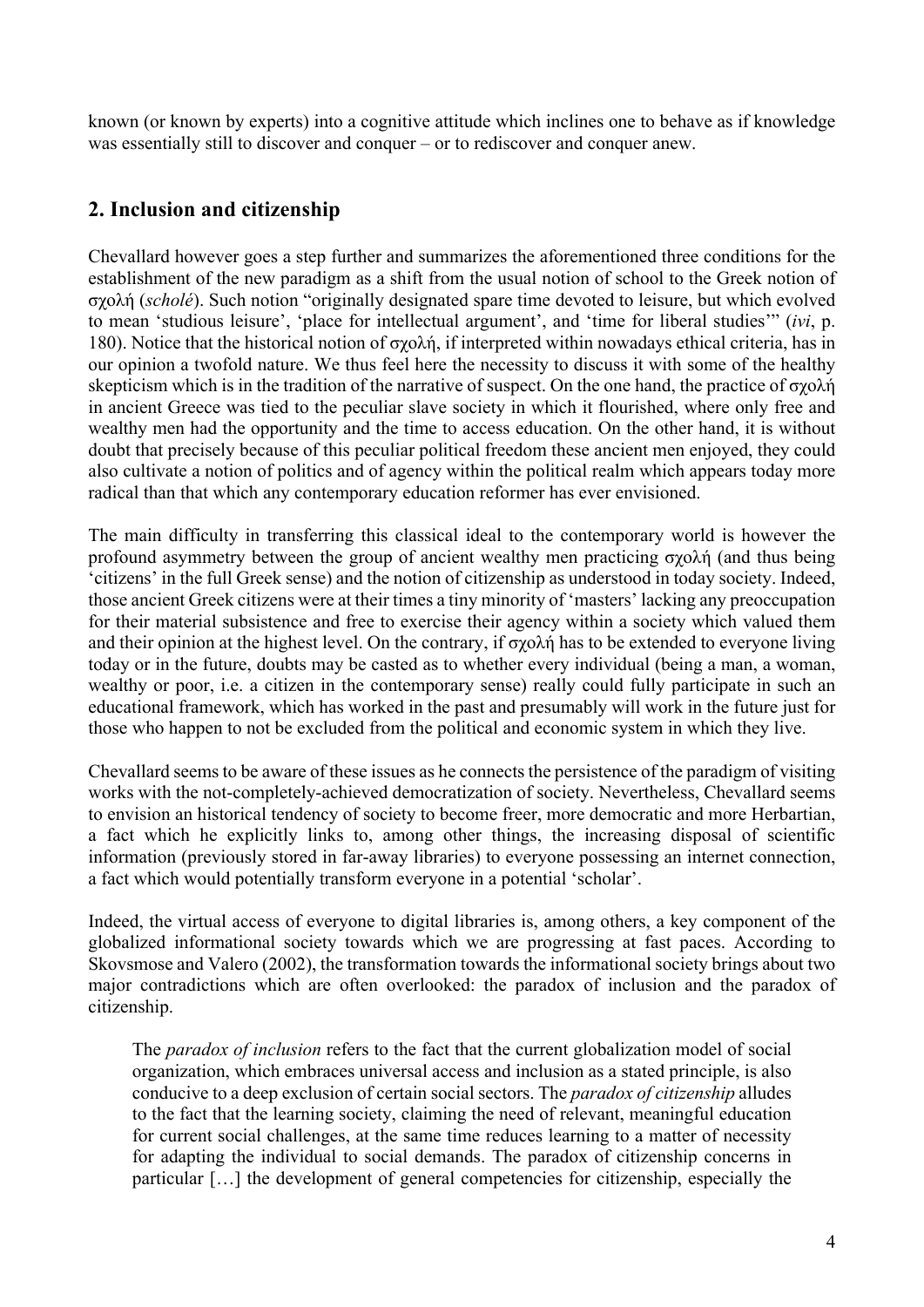known (or known by experts) into a cognitive attitude which inclines one to behave as if knowledge was essentially still to discover and conquer – or to rediscover and conquer anew.

## 2. Inclusion and citizenship

Chevallard however goes a step further and summarizes the aforementioned three conditions for the establishment of the new paradigm as a shift from the usual notion of school to the Greek notion of σχολή (*scholé*). Such notion "originally designated spare time devoted to leisure, but which evolved to mean 'studious leisure', 'place for intellectual argument', and 'time for liberal studies'" (*ivi*, p. 180). Notice that the historical notion of σχολή, if interpreted within nowadays ethical criteria, has in our opinion a twofold nature. We thus feel here the necessity to discuss it with some of the healthy skepticism which is in the tradition of the narrative of suspect. On the one hand, the practice of σχολή in ancient Greece was tied to the peculiar slave society in which it flourished, where only free and wealthy men had the opportunity and the time to access education. On the other hand, it is without doubt that precisely because of this peculiar political freedom these ancient men enjoyed, they could also cultivate a notion of politics and of agency within the political realm which appears today more radical than that which any contemporary education reformer has ever envisioned.

The main difficulty in transferring this classical ideal to the contemporary world is however the profound asymmetry between the group of ancient wealthy men practicing σχολή (and thus being 'citizens' in the full Greek sense) and the notion of citizenship as understood in today society. Indeed, those ancient Greek citizens were at their times a tiny minority of 'masters' lacking any preoccupation for their material subsistence and free to exercise their agency within a society which valued them and their opinion at the highest level. On the contrary, if σχολή has to be extended to everyone living today or in the future, doubts may be casted as to whether every individual (being a man, a woman, wealthy or poor, i.e. a citizen in the contemporary sense) really could fully participate in such an educational framework, which has worked in the past and presumably will work in the future just for those who happen to not be excluded from the political and economic system in which they live.

Chevallard seems to be aware of these issues as he connects the persistence of the paradigm of visiting works with the not-completely-achieved democratization of society. Nevertheless, Chevallard seems to envision an historical tendency of society to become freer, more democratic and more Herbartian, a fact which he explicitly links to, among other things, the increasing disposal of scientific information (previously stored in far-away libraries) to everyone possessing an internet connection, a fact which would potentially transform everyone in a potential 'scholar'.

Indeed, the virtual access of everyone to digital libraries is, among others, a key component of the globalized informational society towards which we are progressing at fast paces. According to Skovsmose and Valero (2002), the transformation towards the informational society brings about two major contradictions which are often overlooked: the paradox of inclusion and the paradox of citizenship.

> The *paradox of inclusion* refers to the fact that the current globalization model of social organization, which embraces universal access and inclusion as a stated principle, is also conducive to a deep exclusion of certain social sectors. The *paradox of citizenship* alludes to the fact that the learning society, claiming the need of relevant, meaningful education for current social challenges, at the same time reduces learning to a matter of necessity for adapting the individual to social demands. The paradox of citizenship concerns in particular […] the development of general competencies for citizenship, especially the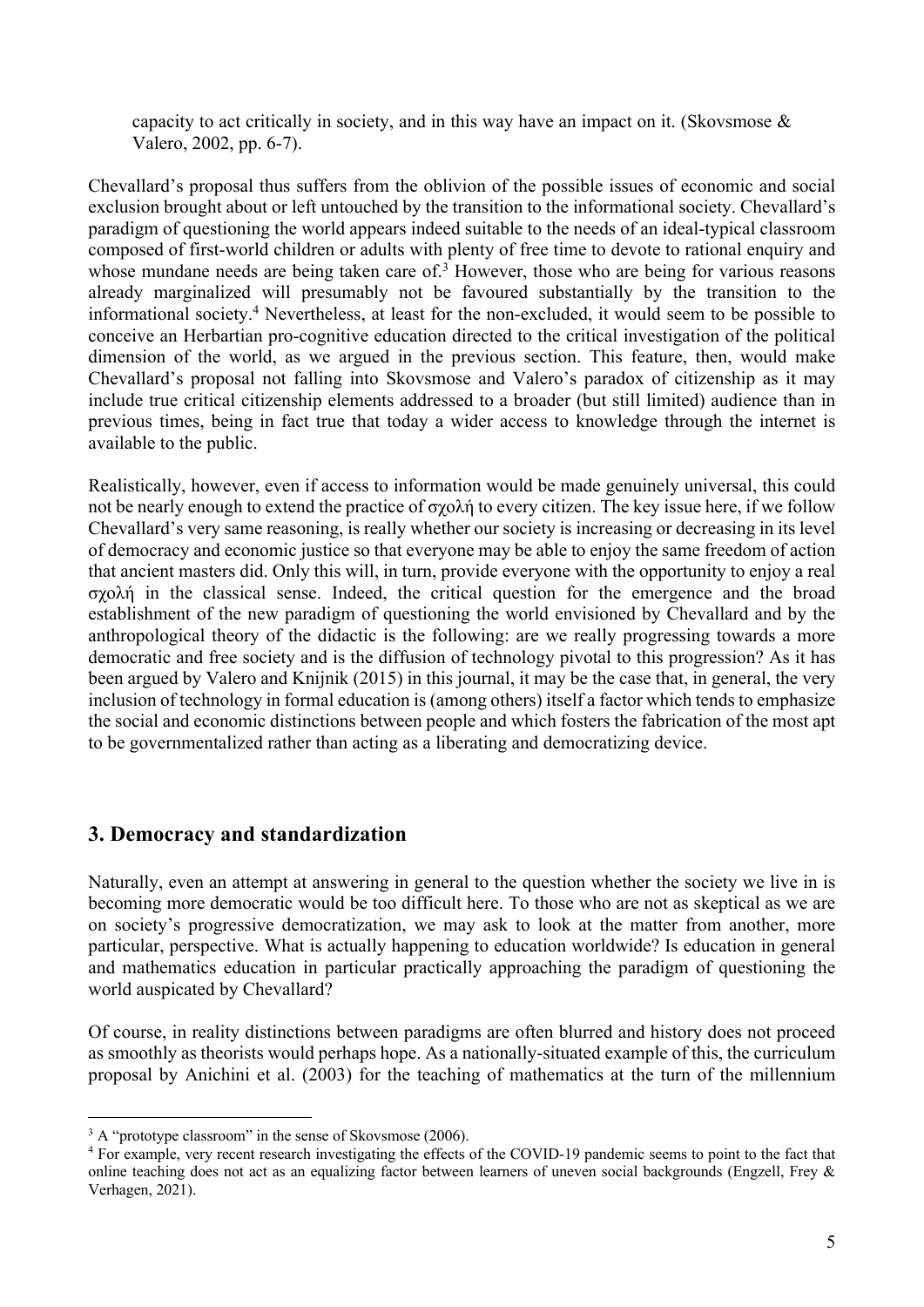capacity to act critically in society, and in this way have an impact on it. (Skovsmose & Valero, 2002, pp. 6-7).

Chevallard's proposal thus suffers from the oblivion of the possible issues of economic and social exclusion brought about or left untouched by the transition to the informational society. Chevallard's paradigm of questioning the world appears indeed suitable to the needs of an ideal-typical classroom composed of first-world children or adults with plenty of free time to devote to rational enquiry and whose mundane needs are being taken care of.[3] However, those who are being for various reasons already marginalized will presumably not be favoured substantially by the transition to the informational society.[4] Nevertheless, at least for the non-excluded, it would seem to be possible to conceive an Herbartian pro-cognitive education directed to the critical investigation of the political dimension of the world, as we argued in the previous section. This feature, then, would make Chevallard's proposal not falling into Skovsmose and Valero's paradox of citizenship as it may include true critical citizenship elements addressed to a broader (but still limited) audience than in previous times, being in fact true that today a wider access to knowledge through the internet is available to the public.

Realistically, however, even if access to information would be made genuinely universal, this could not be nearly enough to extend the practice of σχολή to every citizen. The key issue here, if we follow Chevallard's very same reasoning, is really whether our society is increasing or decreasing in its level of democracy and economic justice so that everyone may be able to enjoy the same freedom of action that ancient masters did. Only this will, in turn, provide everyone with the opportunity to enjoy a real σχολή in the classical sense. Indeed, the critical question for the emergence and the broad establishment of the new paradigm of questioning the world envisioned by Chevallard and by the anthropological theory of the didactic is the following: are we really progressing towards a more democratic and free society and is the diffusion of technology pivotal to this progression? As it has been argued by Valero and Knijnik (2015) in this journal, it may be the case that, in general, the very inclusion of technology in formal education is (among others) itself a factor which tends to emphasize the social and economic distinctions between people and which fosters the fabrication of the most apt to be governmentalized rather than acting as a liberating and democratizing device.

## 3. Democracy and standardization

Naturally, even an attempt at answering in general to the question whether the society we live in is becoming more democratic would be too difficult here. To those who are not as skeptical as we are on society's progressive democratization, we may ask to look at the matter from another, more particular, perspective. What is actually happening to education worldwide? Is education in general and mathematics education in particular practically approaching the paradigm of questioning the world auspicated by Chevallard?

Of course, in reality distinctions between paradigms are often blurred and history does not proceed as smoothly as theorists would perhaps hope. As a nationally-situated example of this, the curriculum proposal by Anichini et al. (2003) for the teaching of mathematics at the turn of the millennium

---

[3] A "prototype classroom" in the sense of Skovsmose (2006).

[4] For example, very recent research investigating the effects of the COVID-19 pandemic seems to point to the fact that online teaching does not act as an equalizing factor between learners of uneven social backgrounds (Engzell, Frey & Verhagen, 2021).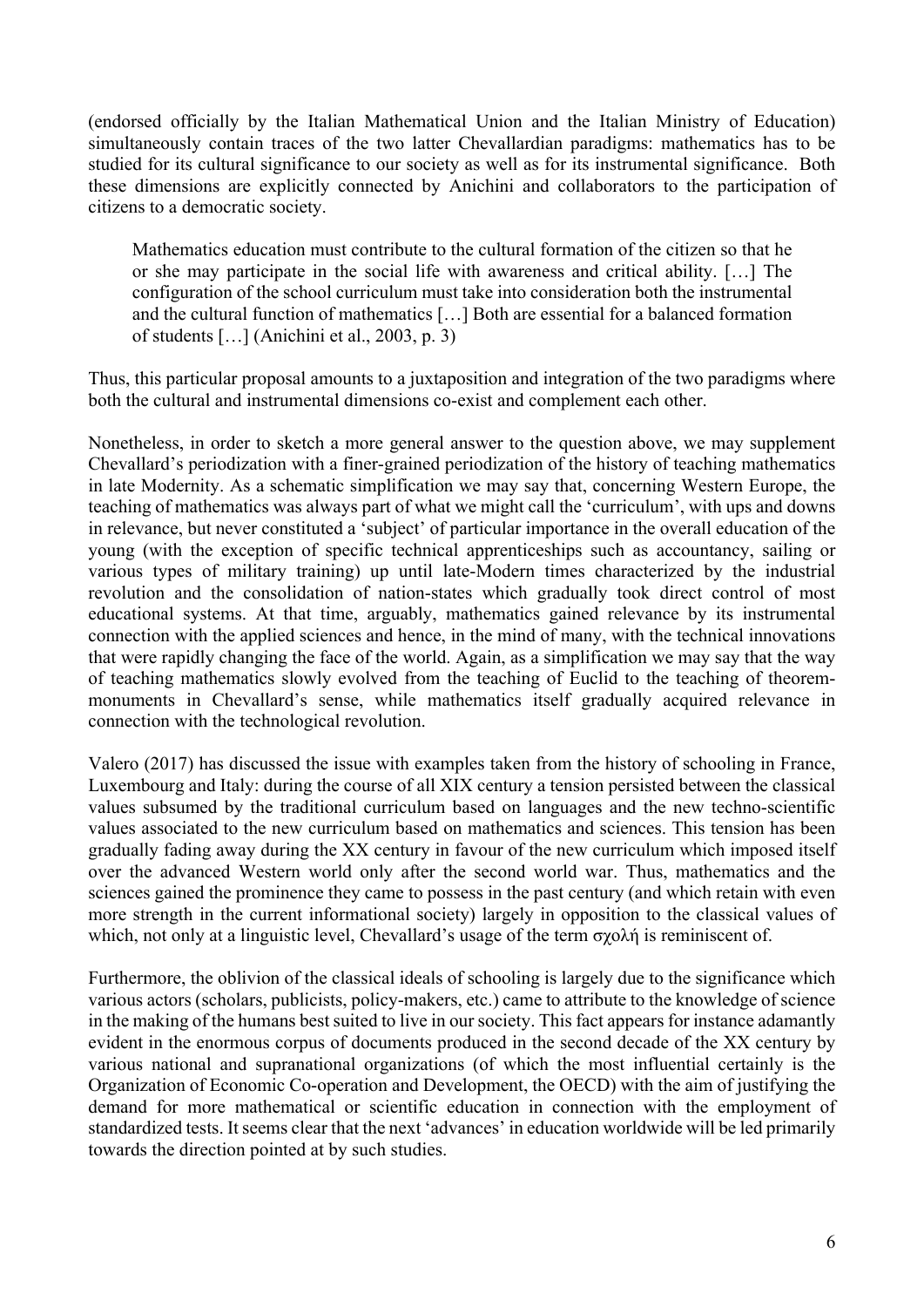(endorsed officially by the Italian Mathematical Union and the Italian Ministry of Education) simultaneously contain traces of the two latter Chevallardian paradigms: mathematics has to be studied for its cultural significance to our society as well as for its instrumental significance. Both these dimensions are explicitly connected by Anichini and collaborators to the participation of citizens to a democratic society.

> Mathematics education must contribute to the cultural formation of the citizen so that he or she may participate in the social life with awareness and critical ability. […] The configuration of the school curriculum must take into consideration both the instrumental and the cultural function of mathematics […] Both are essential for a balanced formation of students […] (Anichini et al., 2003, p. 3)

Thus, this particular proposal amounts to a juxtaposition and integration of the two paradigms where both the cultural and instrumental dimensions co-exist and complement each other.

Nonetheless, in order to sketch a more general answer to the question above, we may supplement Chevallard's periodization with a finer-grained periodization of the history of teaching mathematics in late Modernity. As a schematic simplification we may say that, concerning Western Europe, the teaching of mathematics was always part of what we might call the 'curriculum', with ups and downs in relevance, but never constituted a 'subject' of particular importance in the overall education of the young (with the exception of specific technical apprenticeships such as accountancy, sailing or various types of military training) up until late-Modern times characterized by the industrial revolution and the consolidation of nation-states which gradually took direct control of most educational systems. At that time, arguably, mathematics gained relevance by its instrumental connection with the applied sciences and hence, in the mind of many, with the technical innovations that were rapidly changing the face of the world. Again, as a simplification we may say that the way of teaching mathematics slowly evolved from the teaching of Euclid to the teaching of theorem-monuments in Chevallard's sense, while mathematics itself gradually acquired relevance in connection with the technological revolution.

Valero (2017) has discussed the issue with examples taken from the history of schooling in France, Luxembourg and Italy: during the course of all XIX century a tension persisted between the classical values subsumed by the traditional curriculum based on languages and the new techno-scientific values associated to the new curriculum based on mathematics and sciences. This tension has been gradually fading away during the XX century in favour of the new curriculum which imposed itself over the advanced Western world only after the second world war. Thus, mathematics and the sciences gained the prominence they came to possess in the past century (and which retain with even more strength in the current informational society) largely in opposition to the classical values of which, not only at a linguistic level, Chevallard's usage of the term σχολή is reminiscent of.

Furthermore, the oblivion of the classical ideals of schooling is largely due to the significance which various actors (scholars, publicists, policy-makers, etc.) came to attribute to the knowledge of science in the making of the humans best suited to live in our society. This fact appears for instance adamantly evident in the enormous corpus of documents produced in the second decade of the XX century by various national and supranational organizations (of which the most influential certainly is the Organization of Economic Co-operation and Development, the OECD) with the aim of justifying the demand for more mathematical or scientific education in connection with the employment of standardized tests. It seems clear that the next 'advances' in education worldwide will be led primarily towards the direction pointed at by such studies.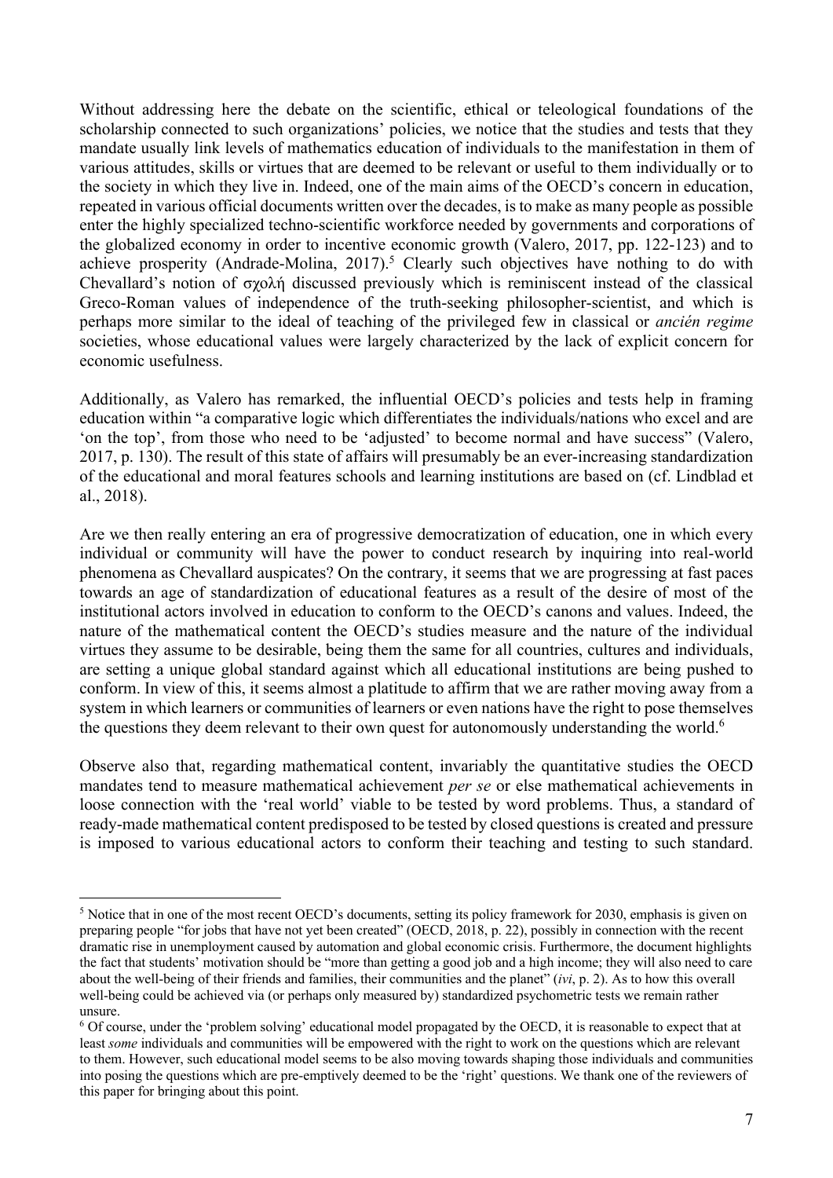Without addressing here the debate on the scientific, ethical or teleological foundations of the scholarship connected to such organizations' policies, we notice that the studies and tests that they mandate usually link levels of mathematics education of individuals to the manifestation in them of various attitudes, skills or virtues that are deemed to be relevant or useful to them individually or to the society in which they live in. Indeed, one of the main aims of the OECD's concern in education, repeated in various official documents written over the decades, is to make as many people as possible enter the highly specialized techno-scientific workforce needed by governments and corporations of the globalized economy in order to incentive economic growth (Valero, 2017, pp. 122-123) and to achieve prosperity (Andrade-Molina, 2017).[5] Clearly such objectives have nothing to do with Chevallard's notion of σχολή discussed previously which is reminiscent instead of the classical Greco-Roman values of independence of the truth-seeking philosopher-scientist, and which is perhaps more similar to the ideal of teaching of the privileged few in classical or *ancién regime* societies, whose educational values were largely characterized by the lack of explicit concern for economic usefulness.

Additionally, as Valero has remarked, the influential OECD's policies and tests help in framing education within "a comparative logic which differentiates the individuals/nations who excel and are 'on the top', from those who need to be 'adjusted' to become normal and have success" (Valero, 2017, p. 130). The result of this state of affairs will presumably be an ever-increasing standardization of the educational and moral features schools and learning institutions are based on (cf. Lindblad et al., 2018).

Are we then really entering an era of progressive democratization of education, one in which every individual or community will have the power to conduct research by inquiring into real-world phenomena as Chevallard auspicates? On the contrary, it seems that we are progressing at fast paces towards an age of standardization of educational features as a result of the desire of most of the institutional actors involved in education to conform to the OECD's canons and values. Indeed, the nature of the mathematical content the OECD's studies measure and the nature of the individual virtues they assume to be desirable, being them the same for all countries, cultures and individuals, are setting a unique global standard against which all educational institutions are being pushed to conform. In view of this, it seems almost a platitude to affirm that we are rather moving away from a system in which learners or communities of learners or even nations have the right to pose themselves the questions they deem relevant to their own quest for autonomously understanding the world.[6]

Observe also that, regarding mathematical content, invariably the quantitative studies the OECD mandates tend to measure mathematical achievement *per se* or else mathematical achievements in loose connection with the 'real world' viable to be tested by word problems. Thus, a standard of ready-made mathematical content predisposed to be tested by closed questions is created and pressure is imposed to various educational actors to conform their teaching and testing to such standard.

---

[5] Notice that in one of the most recent OECD's documents, setting its policy framework for 2030, emphasis is given on preparing people "for jobs that have not yet been created" (OECD, 2018, p. 22), possibly in connection with the recent dramatic rise in unemployment caused by automation and global economic crisis. Furthermore, the document highlights the fact that students' motivation should be "more than getting a good job and a high income; they will also need to care about the well-being of their friends and families, their communities and the planet" (*ivi*, p. 2). As to how this overall well-being could be achieved via (or perhaps only measured by) standardized psychometric tests we remain rather unsure.

[6] Of course, under the 'problem solving' educational model propagated by the OECD, it is reasonable to expect that at least *some* individuals and communities will be empowered with the right to work on the questions which are relevant to them. However, such educational model seems to be also moving towards shaping those individuals and communities into posing the questions which are pre-emptively deemed to be the 'right' questions. We thank one of the reviewers of this paper for bringing about this point.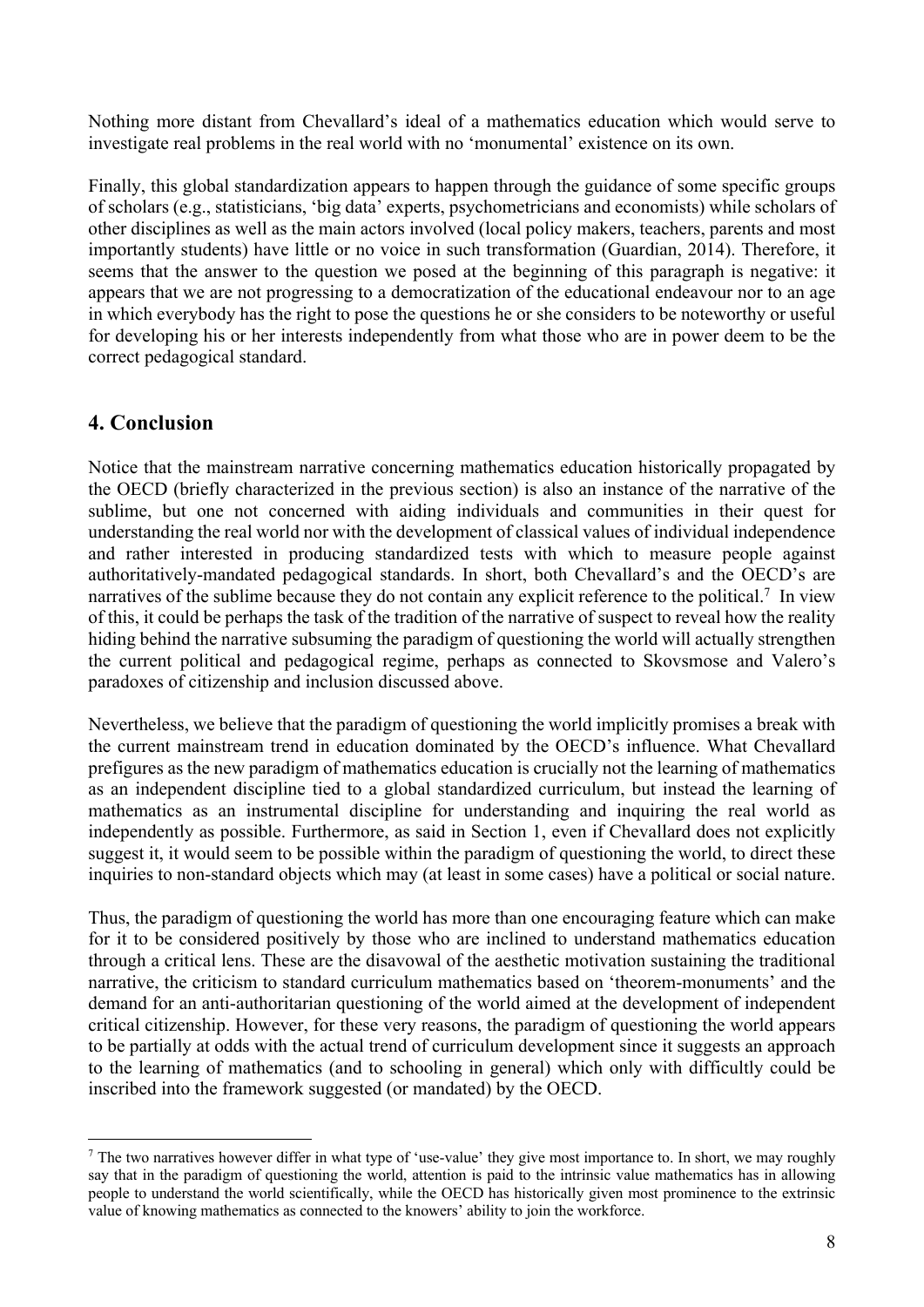Nothing more distant from Chevallard's ideal of a mathematics education which would serve to investigate real problems in the real world with no 'monumental' existence on its own.

Finally, this global standardization appears to happen through the guidance of some specific groups of scholars (e.g., statisticians, 'big data' experts, psychometricians and economists) while scholars of other disciplines as well as the main actors involved (local policy makers, teachers, parents and most importantly students) have little or no voice in such transformation (Guardian, 2014). Therefore, it seems that the answer to the question we posed at the beginning of this paragraph is negative: it appears that we are not progressing to a democratization of the educational endeavour nor to an age in which everybody has the right to pose the questions he or she considers to be noteworthy or useful for developing his or her interests independently from what those who are in power deem to be the correct pedagogical standard.

## 4. Conclusion

Notice that the mainstream narrative concerning mathematics education historically propagated by the OECD (briefly characterized in the previous section) is also an instance of the narrative of the sublime, but one not concerned with aiding individuals and communities in their quest for understanding the real world nor with the development of classical values of individual independence and rather interested in producing standardized tests with which to measure people against authoritatively-mandated pedagogical standards. In short, both Chevallard's and the OECD's are narratives of the sublime because they do not contain any explicit reference to the political.[7] In view of this, it could be perhaps the task of the tradition of the narrative of suspect to reveal how the reality hiding behind the narrative subsuming the paradigm of questioning the world will actually strengthen the current political and pedagogical regime, perhaps as connected to Skovsmose and Valero's paradoxes of citizenship and inclusion discussed above.

Nevertheless, we believe that the paradigm of questioning the world implicitly promises a break with the current mainstream trend in education dominated by the OECD's influence. What Chevallard prefigures as the new paradigm of mathematics education is crucially not the learning of mathematics as an independent discipline tied to a global standardized curriculum, but instead the learning of mathematics as an instrumental discipline for understanding and inquiring the real world as independently as possible. Furthermore, as said in Section 1, even if Chevallard does not explicitly suggest it, it would seem to be possible within the paradigm of questioning the world, to direct these inquiries to non-standard objects which may (at least in some cases) have a political or social nature.

Thus, the paradigm of questioning the world has more than one encouraging feature which can make for it to be considered positively by those who are inclined to understand mathematics education through a critical lens. These are the disavowal of the aesthetic motivation sustaining the traditional narrative, the criticism to standard curriculum mathematics based on 'theorem-monuments' and the demand for an anti-authoritarian questioning of the world aimed at the development of independent critical citizenship. However, for these very reasons, the paradigm of questioning the world appears to be partially at odds with the actual trend of curriculum development since it suggests an approach to the learning of mathematics (and to schooling in general) which only with difficultly could be inscribed into the framework suggested (or mandated) by the OECD.

[7] The two narratives however differ in what type of 'use-value' they give most importance to. In short, we may roughly say that in the paradigm of questioning the world, attention is paid to the intrinsic value mathematics has in allowing people to understand the world scientifically, while the OECD has historically given most prominence to the extrinsic value of knowing mathematics as connected to the knowers' ability to join the workforce.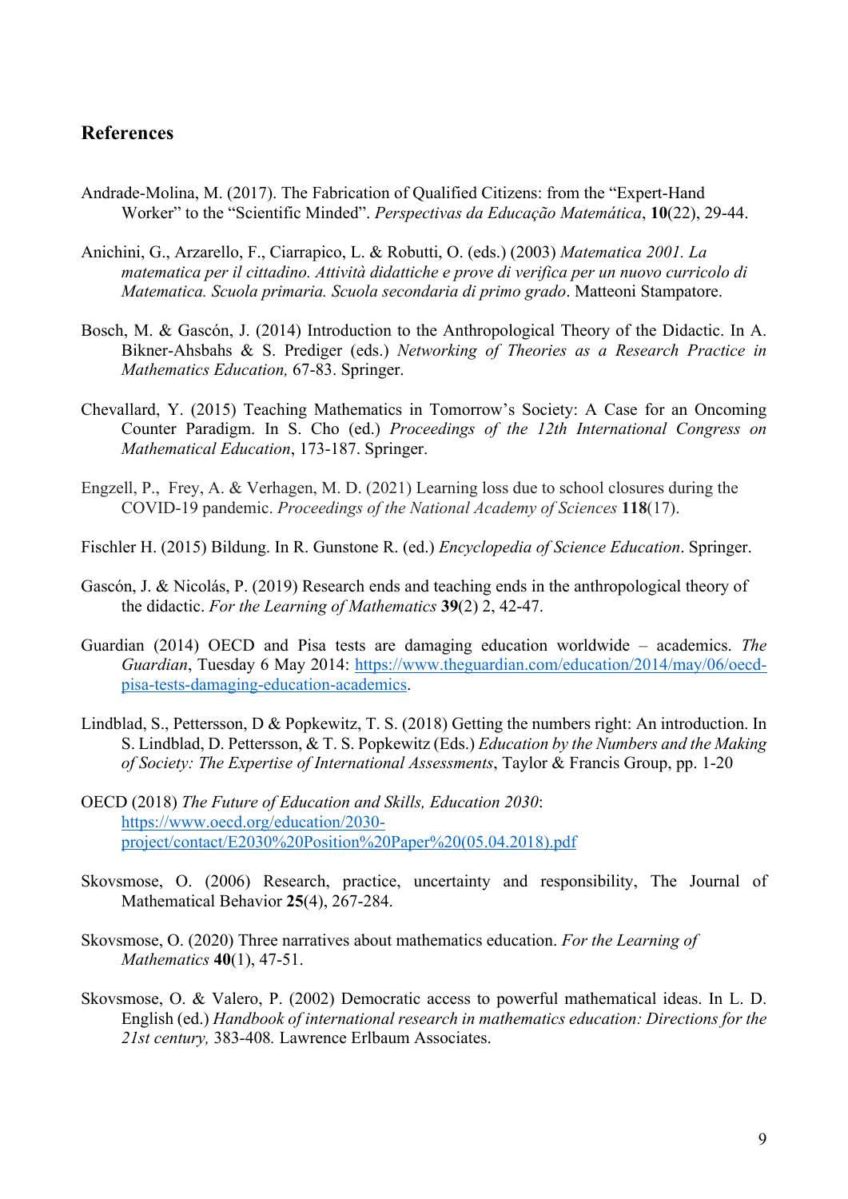## References

Andrade-Molina, M. (2017). The Fabrication of Qualified Citizens: from the "Expert-Hand Worker" to the "Scientific Minded". *Perspectivas da Educação Matemática*, **10**(22), 29-44.

Anichini, G., Arzarello, F., Ciarrapico, L. & Robutti, O. (eds.) (2003) *Matematica 2001. La matematica per il cittadino. Attività didattiche e prove di verifica per un nuovo curricolo di Matematica. Scuola primaria. Scuola secondaria di primo grado*. Matteoni Stampatore.

Bosch, M. & Gascón, J. (2014) Introduction to the Anthropological Theory of the Didactic. In A. Bikner-Ahsbahs & S. Prediger (eds.) *Networking of Theories as a Research Practice in Mathematics Education,* 67-83. Springer.

Chevallard, Y. (2015) Teaching Mathematics in Tomorrow's Society: A Case for an Oncoming Counter Paradigm. In S. Cho (ed.) *Proceedings of the 12th International Congress on Mathematical Education*, 173-187. Springer.

Engzell, P., Frey, A. & Verhagen, M. D. (2021) Learning loss due to school closures during the COVID-19 pandemic. *Proceedings of the National Academy of Sciences* **118**(17).

Fischler H. (2015) Bildung. In R. Gunstone R. (ed.) *Encyclopedia of Science Education*. Springer.

Gascón, J. & Nicolás, P. (2019) Research ends and teaching ends in the anthropological theory of the didactic. *For the Learning of Mathematics* **39**(2) 2, 42-47.

Guardian (2014) OECD and Pisa tests are damaging education worldwide – academics. *The Guardian*, Tuesday 6 May 2014: https://www.theguardian.com/education/2014/may/06/oecd-pisa-tests-damaging-education-academics.

Lindblad, S., Pettersson, D & Popkewitz, T. S. (2018) Getting the numbers right: An introduction. In S. Lindblad, D. Pettersson, & T. S. Popkewitz (Eds.) *Education by the Numbers and the Making of Society: The Expertise of International Assessments*, Taylor & Francis Group, pp. 1-20

OECD (2018) *The Future of Education and Skills, Education 2030*: https://www.oecd.org/education/2030-project/contact/E2030%20Position%20Paper%20(05.04.2018).pdf

Skovsmose, O. (2006) Research, practice, uncertainty and responsibility, The Journal of Mathematical Behavior **25**(4), 267-284.

Skovsmose, O. (2020) Three narratives about mathematics education. *For the Learning of Mathematics* **40**(1), 47-51.

Skovsmose, O. & Valero, P. (2002) Democratic access to powerful mathematical ideas. In L. D. English (ed.) *Handbook of international research in mathematics education: Directions for the 21st century,* 383-408. Lawrence Erlbaum Associates.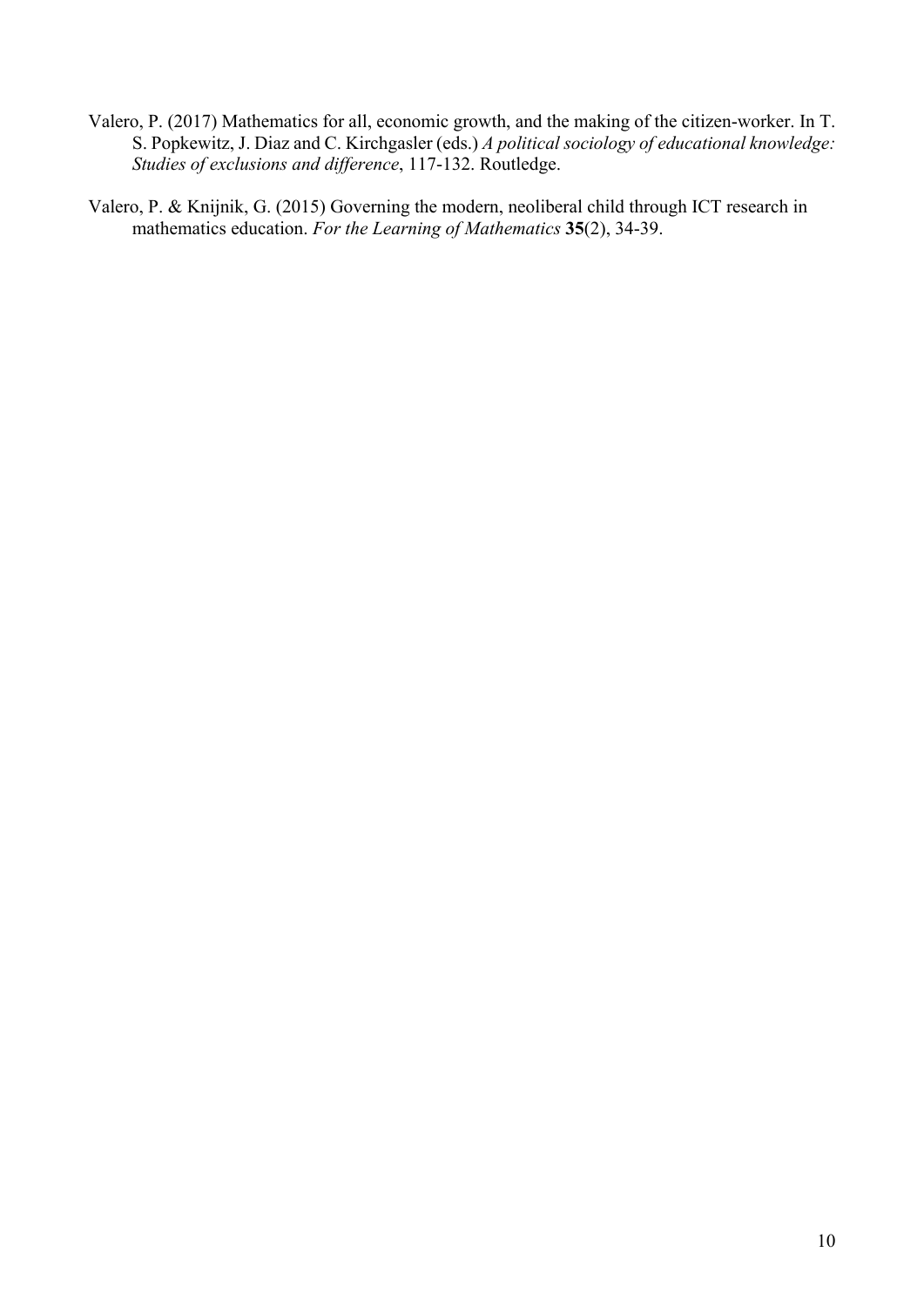Valero, P. (2017) Mathematics for all, economic growth, and the making of the citizen-worker. In T. S. Popkewitz, J. Diaz and C. Kirchgasler (eds.) *A political sociology of educational knowledge: Studies of exclusions and difference*, 117-132. Routledge.

Valero, P. & Knijnik, G. (2015) Governing the modern, neoliberal child through ICT research in mathematics education. *For the Learning of Mathematics* **35**(2), 34-39.